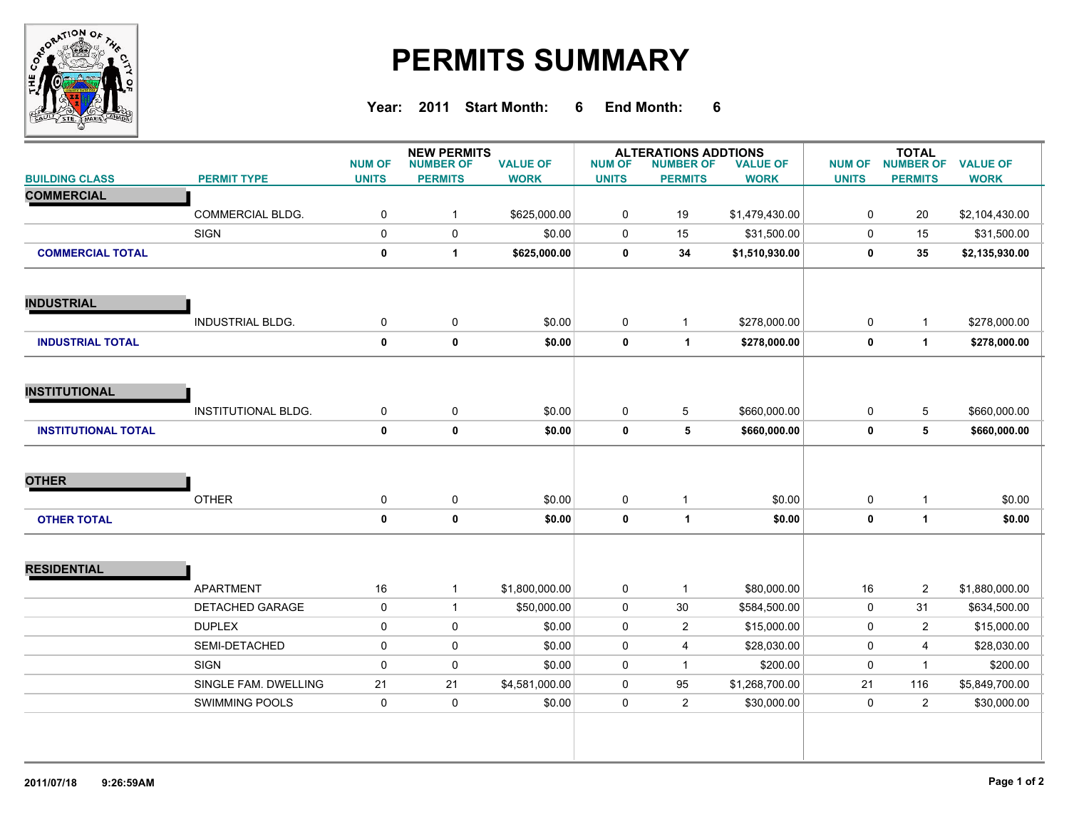# PERMITS SUMMARY

**Year: 2011 Start Month: 6 End Month: 6**

| BUILDING CLASS | PERMIT TYPE | NEW PERMITS NUM OF UNITS | NEW PERMITS NUMBER OF PERMITS | NEW PERMITS VALUE OF WORK | ALTERATIONS ADDTIONS NUM OF UNITS | ALTERATIONS ADDTIONS NUMBER OF PERMITS | ALTERATIONS ADDTIONS VALUE OF WORK | TOTAL NUM OF UNITS | TOTAL NUMBER OF PERMITS | TOTAL VALUE OF WORK |
|---|---|---|---|---|---|---|---|---|---|---|
| **COMMERCIAL** | | | | | | | | | | |
| | COMMERCIAL BLDG. | 0 | 1 | $625,000.00 | 0 | 19 | $1,479,430.00 | 0 | 20 | $2,104,430.00 |
| | SIGN | 0 | 0 | $0.00 | 0 | 15 | $31,500.00 | 0 | 15 | $31,500.00 |
| **COMMERCIAL TOTAL** | | **0** | **1** | **$625,000.00** | **0** | **34** | **$1,510,930.00** | **0** | **35** | **$2,135,930.00** |
| **INDUSTRIAL** | | | | | | | | | | |
| | INDUSTRIAL BLDG. | 0 | 0 | $0.00 | 0 | 1 | $278,000.00 | 0 | 1 | $278,000.00 |
| **INDUSTRIAL TOTAL** | | **0** | **0** | **$0.00** | **0** | **1** | **$278,000.00** | **0** | **1** | **$278,000.00** |
| **INSTITUTIONAL** | | | | | | | | | | |
| | INSTITUTIONAL BLDG. | 0 | 0 | $0.00 | 0 | 5 | $660,000.00 | 0 | 5 | $660,000.00 |
| **INSTITUTIONAL TOTAL** | | **0** | **0** | **$0.00** | **0** | **5** | **$660,000.00** | **0** | **5** | **$660,000.00** |
| **OTHER** | | | | | | | | | | |
| | OTHER | 0 | 0 | $0.00 | 0 | 1 | $0.00 | 0 | 1 | $0.00 |
| **OTHER TOTAL** | | **0** | **0** | **$0.00** | **0** | **1** | **$0.00** | **0** | **1** | **$0.00** |
| **RESIDENTIAL** | | | | | | | | | | |
| | APARTMENT | 16 | 1 | $1,800,000.00 | 0 | 1 | $80,000.00 | 16 | 2 | $1,880,000.00 |
| | DETACHED GARAGE | 0 | 1 | $50,000.00 | 0 | 30 | $584,500.00 | 0 | 31 | $634,500.00 |
| | DUPLEX | 0 | 0 | $0.00 | 0 | 2 | $15,000.00 | 0 | 2 | $15,000.00 |
| | SEMI-DETACHED | 0 | 0 | $0.00 | 0 | 4 | $28,030.00 | 0 | 4 | $28,030.00 |
| | SIGN | 0 | 0 | $0.00 | 0 | 1 | $200.00 | 0 | 1 | $200.00 |
| | SINGLE FAM. DWELLING | 21 | 21 | $4,581,000.00 | 0 | 95 | $1,268,700.00 | 21 | 116 | $5,849,700.00 |
| | SWIMMING POOLS | 0 | 0 | $0.00 | 0 | 2 | $30,000.00 | 0 | 2 | $30,000.00 |

2011/07/18 9:26:59AM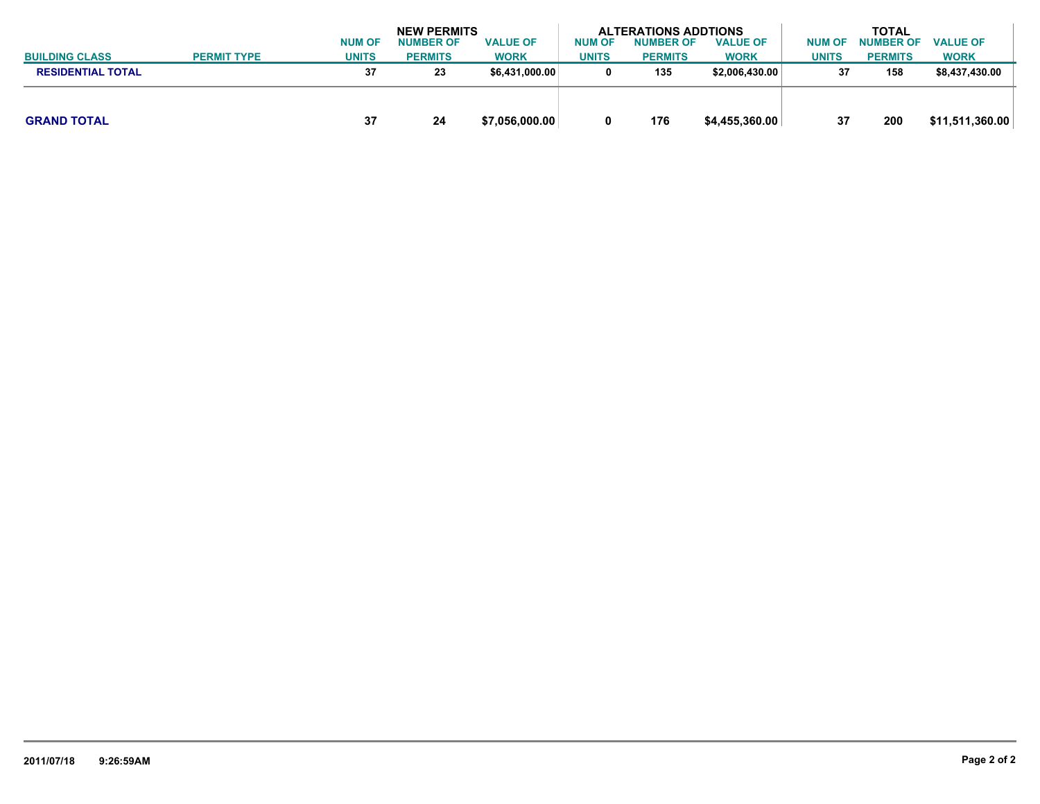| BUILDING CLASS | PERMIT TYPE | NEW PERMITS NUM OF UNITS | NEW PERMITS NUMBER OF PERMITS | NEW PERMITS VALUE OF WORK | ALTERATIONS ADDTIONS NUM OF UNITS | ALTERATIONS ADDTIONS NUMBER OF PERMITS | ALTERATIONS ADDTIONS VALUE OF WORK | TOTAL NUM OF UNITS | TOTAL NUMBER OF PERMITS | TOTAL VALUE OF WORK |
|---|---|---|---|---|---|---|---|---|---|---|
| **RESIDENTIAL TOTAL** | | 37 | 23 | $6,431,000.00 | 0 | 135 | $2,006,430.00 | 37 | 158 | $8,437,430.00 |
| **GRAND TOTAL** | | 37 | 24 | $7,056,000.00 | 0 | 176 | $4,455,360.00 | 37 | 200 | $11,511,360.00 |

2011/07/18 9:26:59AM